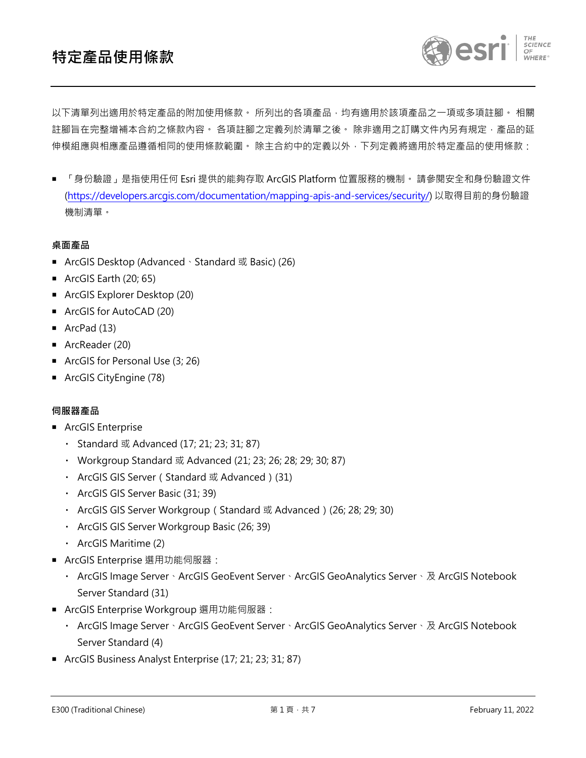# 特定產品使用條款

以下清單列出適用於特定產品的附加使用條款。 所列出的各項產品，均有適用於該項產品之一項或多項註腳。 相關註腳旨在完整增補本合約之條款內容。 各項註腳之定義列於清單之後。 除非適用之訂購文件內另有規定，產品的延伸模組應與相應產品遵循相同的使用條款範圍。 除主合約中的定義以外，下列定義將適用於特定產品的使用條款：

- 「身份驗證」是指使用任何 Esri 提供的能夠存取 ArcGIS Platform 位置服務的機制。 請參閱安全和身份驗證文件 (https://developers.arcgis.com/documentation/mapping-apis-and-services/security/) 以取得目前的身份驗證機制清單。

**桌面產品**

- ArcGIS Desktop (Advanced、Standard 或 Basic) (26)
- ArcGIS Earth (20; 65)
- ArcGIS Explorer Desktop (20)
- ArcGIS for AutoCAD (20)
- ArcPad (13)
- ArcReader (20)
- ArcGIS for Personal Use (3; 26)
- ArcGIS CityEngine (78)

**伺服器產品**

- ArcGIS Enterprise
  - Standard 或 Advanced (17; 21; 23; 31; 87)
  - Workgroup Standard 或 Advanced (21; 23; 26; 28; 29; 30; 87)
  - ArcGIS GIS Server（Standard 或 Advanced）(31)
  - ArcGIS GIS Server Basic (31; 39)
  - ArcGIS GIS Server Workgroup（Standard 或 Advanced）(26; 28; 29; 30)
  - ArcGIS GIS Server Workgroup Basic (26; 39)
  - ArcGIS Maritime (2)
- ArcGIS Enterprise 選用功能伺服器：
  - ArcGIS Image Server、ArcGIS GeoEvent Server、ArcGIS GeoAnalytics Server、及 ArcGIS Notebook Server Standard (31)
- ArcGIS Enterprise Workgroup 選用功能伺服器：
  - ArcGIS Image Server、ArcGIS GeoEvent Server、ArcGIS GeoAnalytics Server、及 ArcGIS Notebook Server Standard (4)
- ArcGIS Business Analyst Enterprise (17; 21; 23; 31; 87)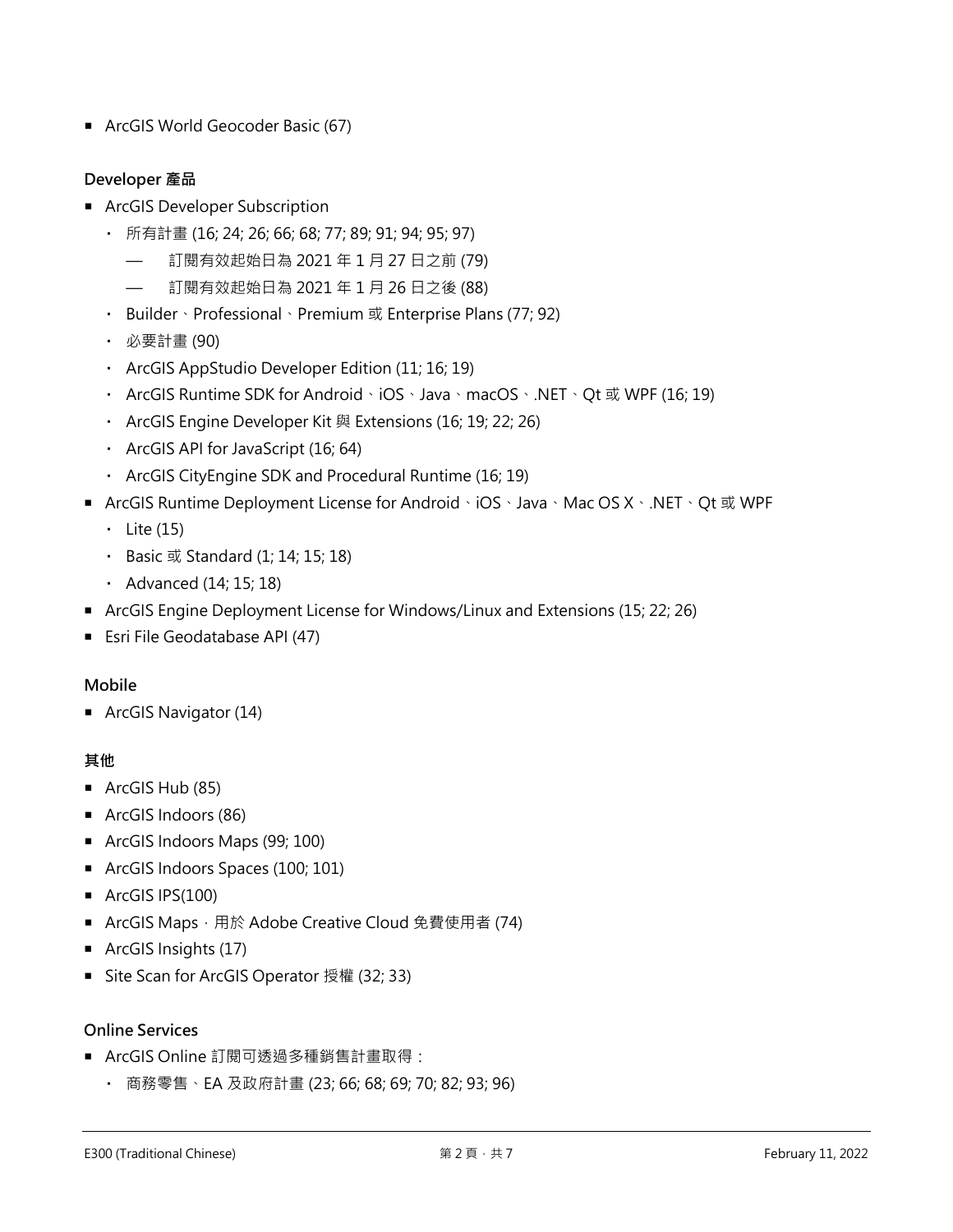- ArcGIS World Geocoder Basic (67)

**Developer 產品**

- ArcGIS Developer Subscription
  - 所有計畫 (16; 24; 26; 66; 68; 77; 89; 91; 94; 95; 97)
    - 訂閱有效起始日為 2021 年 1 月 27 日之前 (79)
    - 訂閱有效起始日為 2021 年 1 月 26 日之後 (88)
  - Builder、Professional、Premium 或 Enterprise Plans (77; 92)
  - 必要計畫 (90)
  - ArcGIS AppStudio Developer Edition (11; 16; 19)
  - ArcGIS Runtime SDK for Android、iOS、Java、macOS、.NET、Qt 或 WPF (16; 19)
  - ArcGIS Engine Developer Kit 與 Extensions (16; 19; 22; 26)
  - ArcGIS API for JavaScript (16; 64)
  - ArcGIS CityEngine SDK and Procedural Runtime (16; 19)
- ArcGIS Runtime Deployment License for Android、iOS、Java、Mac OS X、.NET、Qt 或 WPF
  - Lite (15)
  - Basic 或 Standard (1; 14; 15; 18)
  - Advanced (14; 15; 18)
- ArcGIS Engine Deployment License for Windows/Linux and Extensions (15; 22; 26)
- Esri File Geodatabase API (47)

**Mobile**

- ArcGIS Navigator (14)

**其他**

- ArcGIS Hub (85)
- ArcGIS Indoors (86)
- ArcGIS Indoors Maps (99; 100)
- ArcGIS Indoors Spaces (100; 101)
- ArcGIS IPS(100)
- ArcGIS Maps，用於 Adobe Creative Cloud 免費使用者 (74)
- ArcGIS Insights (17)
- Site Scan for ArcGIS Operator 授權 (32; 33)

**Online Services**

- ArcGIS Online 訂閱可透過多種銷售計畫取得：
  - 商務零售、EA 及政府計畫 (23; 66; 68; 69; 70; 82; 93; 96)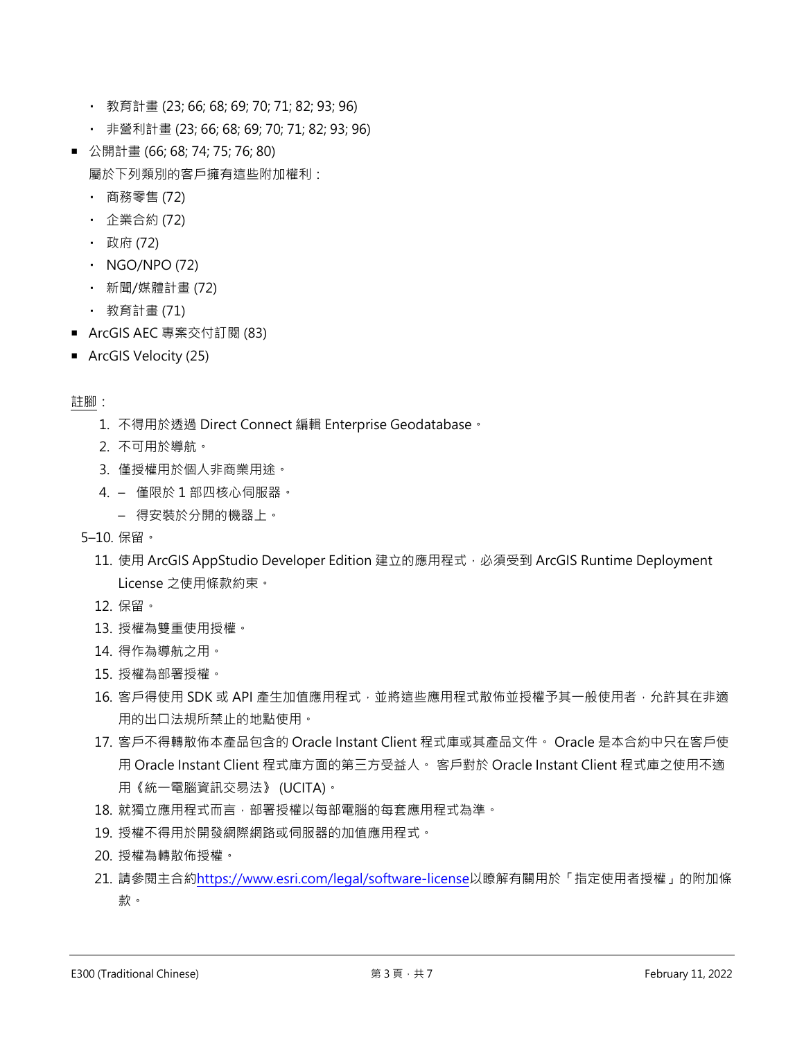- 教育計畫 (23; 66; 68; 69; 70; 71; 82; 93; 96)
  - 非營利計畫 (23; 66; 68; 69; 70; 71; 82; 93; 96)
- 公開計畫 (66; 68; 74; 75; 76; 80)

  屬於下列類別的客戶擁有這些附加權利：
  - 商務零售 (72)
  - 企業合約 (72)
  - 政府 (72)
  - NGO/NPO (72)
  - 新聞/媒體計畫 (72)
  - 教育計畫 (71)
- ArcGIS AEC 專案交付訂閱 (83)
- ArcGIS Velocity (25)

註腳：

1. 不得用於透過 Direct Connect 編輯 Enterprise Geodatabase。
2. 不可用於導航。
3. 僅授權用於個人非商業用途。
4. – 僅限於 1 部四核心伺服器。
   – 得安裝於分開的機器上。

5–10. 保留。

11. 使用 ArcGIS AppStudio Developer Edition 建立的應用程式，必須受到 ArcGIS Runtime Deployment License 之使用條款約束。
12. 保留。
13. 授權為雙重使用授權。
14. 得作為導航之用。
15. 授權為部署授權。
16. 客戶得使用 SDK 或 API 產生加值應用程式，並將這些應用程式散佈並授權予其一般使用者，允許其在非適用的出口法規所禁止的地點使用。
17. 客戶不得轉散佈本產品包含的 Oracle Instant Client 程式庫或其產品文件。 Oracle 是本合約中只在客戶使用 Oracle Instant Client 程式庫方面的第三方受益人。 客戶對於 Oracle Instant Client 程式庫之使用不適用《統一電腦資訊交易法》 (UCITA)。
18. 就獨立應用程式而言，部署授權以每部電腦的每套應用程式為準。
19. 授權不得用於開發網際網路或伺服器的加值應用程式。
20. 授權為轉散佈授權。
21. 請參閱主合約https://www.esri.com/legal/software-license以瞭解有關用於「指定使用者授權」的附加條款。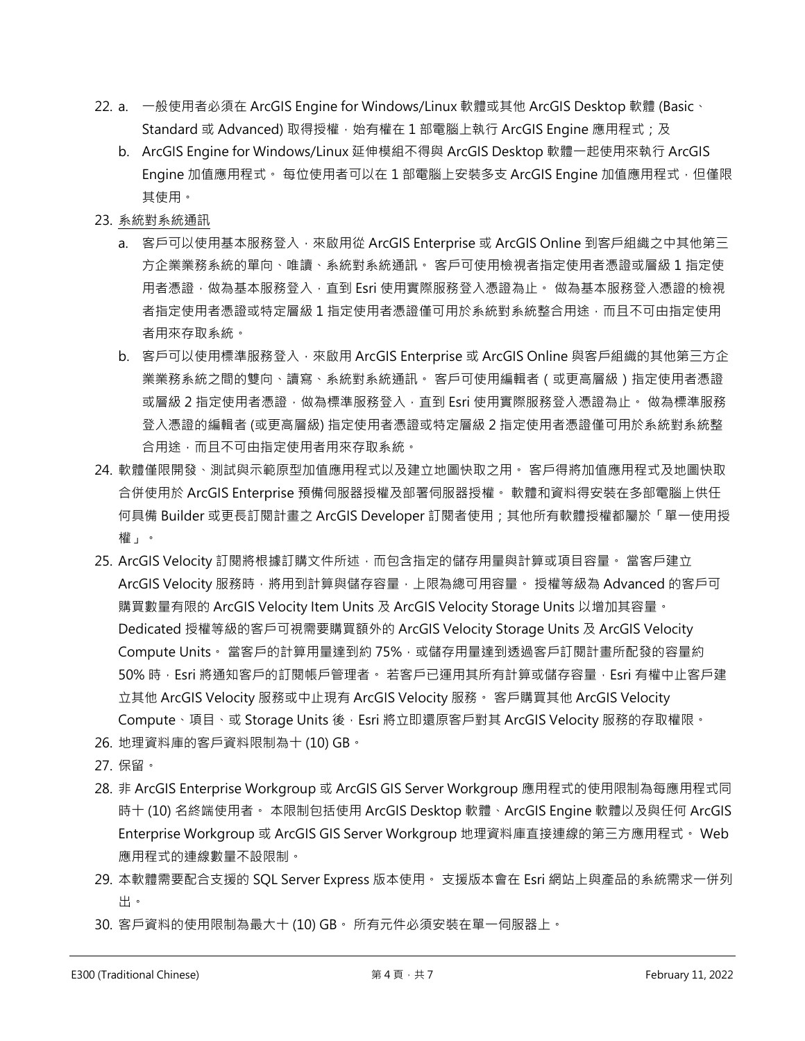22. a. 一般使用者必須在 ArcGIS Engine for Windows/Linux 軟體或其他 ArcGIS Desktop 軟體 (Basic、Standard 或 Advanced) 取得授權，始有權在 1 部電腦上執行 ArcGIS Engine 應用程式；及
    b. ArcGIS Engine for Windows/Linux 延伸模組不得與 ArcGIS Desktop 軟體一起使用來執行 ArcGIS Engine 加值應用程式。 每位使用者可以在 1 部電腦上安裝多支 ArcGIS Engine 加值應用程式，但僅限其使用。
23. <u>系統對系統通訊</u>
    a. 客戶可以使用基本服務登入，來啟用從 ArcGIS Enterprise 或 ArcGIS Online 到客戶組織之中其他第三方企業業務系統的單向、唯讀、系統對系統通訊。 客戶可使用檢視者指定使用者憑證或層級 1 指定使用者憑證，做為基本服務登入，直到 Esri 使用實際服務登入憑證為止。 做為基本服務登入憑證的檢視者指定使用者憑證或特定層級 1 指定使用者憑證僅可用於系統對系統整合用途，而且不可由指定使用者用來存取系統。
    b. 客戶可以使用標準服務登入，來啟用 ArcGIS Enterprise 或 ArcGIS Online 與客戶組織的其他第三方企業業務系統之間的雙向、讀寫、系統對系統通訊。 客戶可使用編輯者（或更高層級）指定使用者憑證或層級 2 指定使用者憑證，做為標準服務登入，直到 Esri 使用實際服務登入憑證為止。 做為標準服務登入憑證的編輯者 (或更高層級) 指定使用者憑證或特定層級 2 指定使用者憑證僅可用於系統對系統整合用途，而且不可由指定使用者用來存取系統。
24. 軟體僅限開發、測試與示範原型加值應用程式以及建立地圖快取之用。 客戶得將加值應用程式及地圖快取合併使用於 ArcGIS Enterprise 預備伺服器授權及部署伺服器授權。 軟體和資料得安裝在多部電腦上供任何具備 Builder 或更長訂閱計畫之 ArcGIS Developer 訂閱者使用；其他所有軟體授權都屬於「單一使用授權」。
25. ArcGIS Velocity 訂閱將根據訂購文件所述，而包含指定的儲存用量與計算或項目容量。 當客戶建立 ArcGIS Velocity 服務時，將用到計算與儲存容量，上限為總可用容量。 授權等級為 Advanced 的客戶可購買數量有限的 ArcGIS Velocity Item Units 及 ArcGIS Velocity Storage Units 以增加其容量。 Dedicated 授權等級的客戶可視需要購買額外的 ArcGIS Velocity Storage Units 及 ArcGIS Velocity Compute Units。 當客戶的計算用量達到約 75%，或儲存用量達到透過客戶訂閱計畫所配發的容量約 50% 時，Esri 將通知客戶的訂閱帳戶管理者。 若客戶已運用其所有計算或儲存容量，Esri 有權中止客戶建立其他 ArcGIS Velocity 服務或中止現有 ArcGIS Velocity 服務。 客戶購買其他 ArcGIS Velocity Compute、項目、或 Storage Units 後，Esri 將立即還原客戶對其 ArcGIS Velocity 服務的存取權限。
26. 地理資料庫的客戶資料限制為十 (10) GB。
27. 保留。
28. 非 ArcGIS Enterprise Workgroup 或 ArcGIS GIS Server Workgroup 應用程式的使用限制為每應用程式同時十 (10) 名終端使用者。 本限制包括使用 ArcGIS Desktop 軟體、ArcGIS Engine 軟體以及與任何 ArcGIS Enterprise Workgroup 或 ArcGIS GIS Server Workgroup 地理資料庫直接連線的第三方應用程式。 Web 應用程式的連線數量不設限制。
29. 本軟體需要配合支援的 SQL Server Express 版本使用。 支援版本會在 Esri 網站上與產品的系統需求一併列出。
30. 客戶資料的使用限制為最大十 (10) GB。 所有元件必須安裝在單一伺服器上。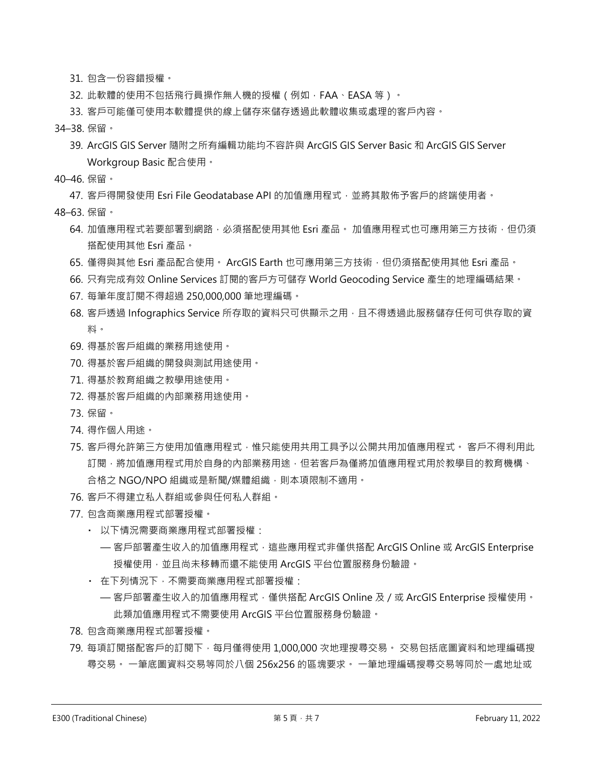31. 包含一份容錯授權。
32. 此軟體的使用不包括飛行員操作無人機的授權（例如，FAA、EASA 等）。
33. 客戶可能僅可使用本軟體提供的線上儲存來儲存透過此軟體收集或處理的客戶內容。

34–38. 保留。

39. ArcGIS GIS Server 隨附之所有編輯功能均不容許與 ArcGIS GIS Server Basic 和 ArcGIS GIS Server Workgroup Basic 配合使用。

40–46. 保留。

47. 客戶得開發使用 Esri File Geodatabase API 的加值應用程式，並將其散佈予客戶的終端使用者。

48–63. 保留。

64. 加值應用程式若要部署到網路，必須搭配使用其他 Esri 產品。 加值應用程式也可應用第三方技術，但仍須搭配使用其他 Esri 產品。
65. 僅得與其他 Esri 產品配合使用。 ArcGIS Earth 也可應用第三方技術，但仍須搭配使用其他 Esri 產品。
66. 只有完成有效 Online Services 訂閱的客戶方可儲存 World Geocoding Service 產生的地理編碼結果。
67. 每筆年度訂閱不得超過 250,000,000 筆地理編碼。
68. 客戶透過 Infographics Service 所存取的資料只可供顯示之用，且不得透過此服務儲存任何可供存取的資料。
69. 得基於客戶組織的業務用途使用。
70. 得基於客戶組織的開發與測試用途使用。
71. 得基於教育組織之教學用途使用。
72. 得基於客戶組織的內部業務用途使用。
73. 保留。
74. 得作個人用途。
75. 客戶得允許第三方使用加值應用程式，惟只能使用共用工具予以公開共用加值應用程式。 客戶不得利用此訂閱，將加值應用程式用於自身的內部業務用途，但若客戶為僅將加值應用程式用於教學目的教育機構、合格之 NGO/NPO 組織或是新聞/媒體組織，則本項限制不適用。
76. 客戶不得建立私人群組或參與任何私人群組。
77. 包含商業應用程式部署授權。
    - 以下情況需要商業應用程式部署授權：
      — 客戶部署產生收入的加值應用程式，這些應用程式非僅供搭配 ArcGIS Online 或 ArcGIS Enterprise 授權使用，並且尚未移轉而還不能使用 ArcGIS 平台位置服務身份驗證。
    - 在下列情況下，不需要商業應用程式部署授權：
      — 客戶部署產生收入的加值應用程式，僅供搭配 ArcGIS Online 及 / 或 ArcGIS Enterprise 授權使用。此類加值應用程式不需要使用 ArcGIS 平台位置服務身份驗證。
78. 包含商業應用程式部署授權。
79. 每項訂閱搭配客戶的訂閱下，每月僅得使用 1,000,000 次地理搜尋交易。 交易包括底圖資料和地理編碼搜尋交易。 一筆底圖資料交易等同於八個 256x256 的區塊要求。 一筆地理編碼搜尋交易等同於一處地址或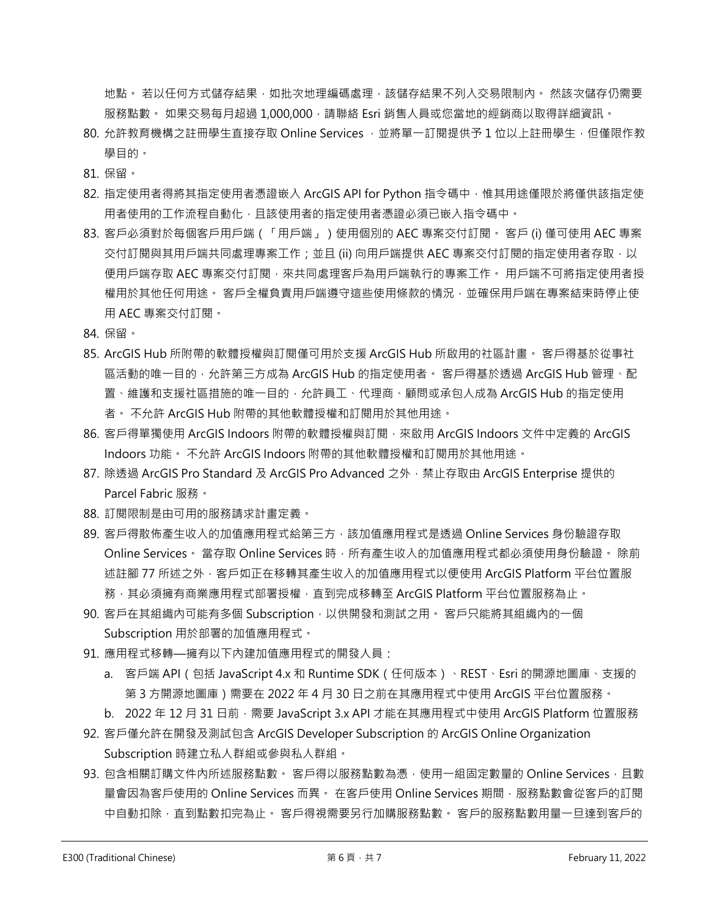地點。 若以任何方式儲存結果，如批次地理編碼處理，該儲存結果不列入交易限制內。 然該次儲存仍需要服務點數。 如果交易每月超過 1,000,000，請聯絡 Esri 銷售人員或您當地的經銷商以取得詳細資訊。

80. 允許教育機構之註冊學生直接存取 Online Services ，並將單一訂閱提供予 1 位以上註冊學生，但僅限作教學目的。
81. 保留。
82. 指定使用者得將其指定使用者憑證嵌入 ArcGIS API for Python 指令碼中，惟其用途僅限於將僅供該指定使用者使用的工作流程自動化，且該使用者的指定使用者憑證必須已嵌入指令碼中。
83. 客戶必須對於每個客戶用戶端（「用戶端」）使用個別的 AEC 專案交付訂閱。 客戶 (i) 僅可使用 AEC 專案交付訂閱與其用戶端共同處理專案工作；並且 (ii) 向用戶端提供 AEC 專案交付訂閱的指定使用者存取，以便用戶端存取 AEC 專案交付訂閱，來共同處理客戶為用戶端執行的專案工作。 用戶端不可將指定使用者授權用於其他任何用途。 客戶全權負責用戶端遵守這些使用條款的情況，並確保用戶端在專案結束時停止使用 AEC 專案交付訂閱。
84. 保留。
85. ArcGIS Hub 所附帶的軟體授權與訂閱僅可用於支援 ArcGIS Hub 所啟用的社區計畫。 客戶得基於從事社區活動的唯一目的，允許第三方成為 ArcGIS Hub 的指定使用者。 客戶得基於透過 ArcGIS Hub 管理、配置、維護和支援社區措施的唯一目的，允許員工、代理商、顧問或承包人成為 ArcGIS Hub 的指定使用者。 不允許 ArcGIS Hub 附帶的其他軟體授權和訂閱用於其他用途。
86. 客戶得單獨使用 ArcGIS Indoors 附帶的軟體授權與訂閱，來啟用 ArcGIS Indoors 文件中定義的 ArcGIS Indoors 功能。 不允許 ArcGIS Indoors 附帶的其他軟體授權和訂閱用於其他用途。
87. 除透過 ArcGIS Pro Standard 及 ArcGIS Pro Advanced 之外，禁止存取由 ArcGIS Enterprise 提供的 Parcel Fabric 服務。
88. 訂閱限制是由可用的服務請求計畫定義。
89. 客戶得散佈產生收入的加值應用程式給第三方，該加值應用程式是透過 Online Services 身份驗證存取 Online Services。 當存取 Online Services 時，所有產生收入的加值應用程式都必須使用身份驗證。 除前述註腳 77 所述之外，客戶如正在移轉其產生收入的加值應用程式以便使用 ArcGIS Platform 平台位置服務，其必須擁有商業應用程式部署授權，直到完成移轉至 ArcGIS Platform 平台位置服務為止。
90. 客戶在其組織內可能有多個 Subscription，以供開發和測試之用。 客戶只能將其組織內的一個 Subscription 用於部署的加值應用程式。
91. 應用程式移轉—擁有以下內建加值應用程式的開發人員：
    a. 客戶端 API（包括 JavaScript 4.x 和 Runtime SDK（任何版本）、REST、Esri 的開源地圖庫、支援的第 3 方開源地圖庫）需要在 2022 年 4 月 30 日之前在其應用程式中使用 ArcGIS 平台位置服務。
    b. 2022 年 12 月 31 日前，需要 JavaScript 3.x API 才能在其應用程式中使用 ArcGIS Platform 位置服務
92. 客戶僅允許在開發及測試包含 ArcGIS Developer Subscription 的 ArcGIS Online Organization Subscription 時建立私人群組或參與私人群組。
93. 包含相關訂購文件內所述服務點數。 客戶得以服務點數為憑，使用一組固定數量的 Online Services，且數量會因為客戶使用的 Online Services 而異。 在客戶使用 Online Services 期間，服務點數會從客戶的訂閱中自動扣除，直到點數扣完為止。 客戶得視需要另行加購服務點數。 客戶的服務點數用量一旦達到客戶的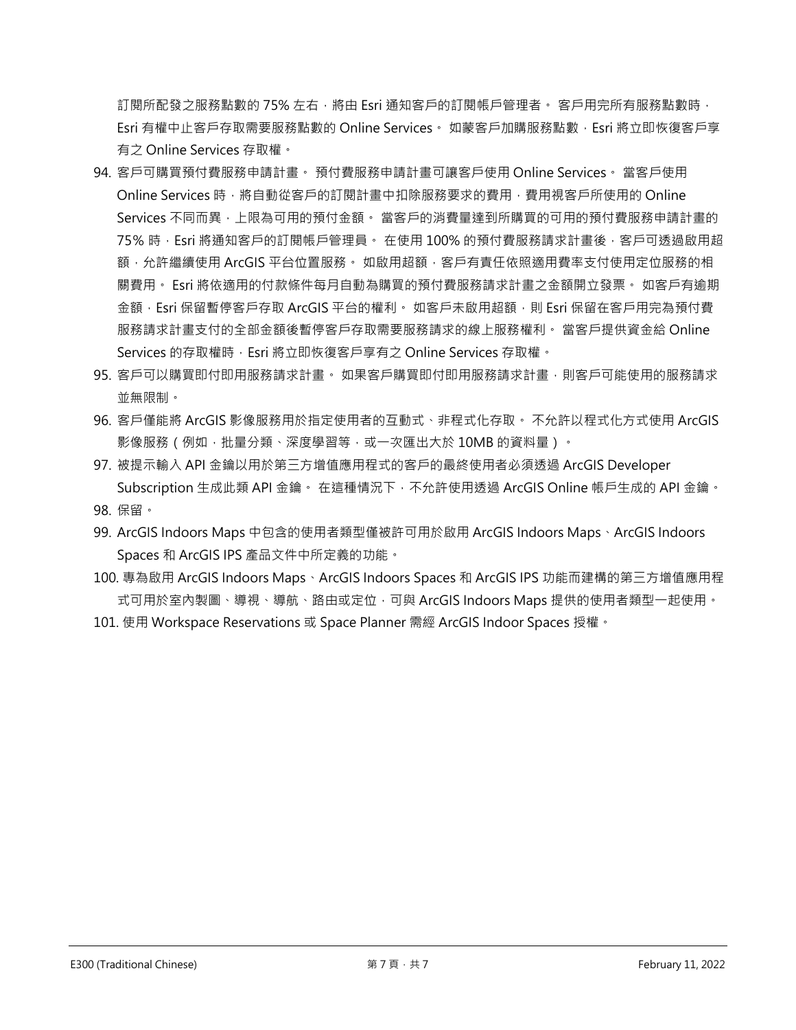訂閱所配發之服務點數的 75% 左右，將由 Esri 通知客戶的訂閱帳戶管理者。 客戶用完所有服務點數時，Esri 有權中止客戶存取需要服務點數的 Online Services。 如蒙客戶加購服務點數，Esri 將立即恢復客戶享有之 Online Services 存取權。

94. 客戶可購買預付費服務申請計畫。 預付費服務申請計畫可讓客戶使用 Online Services。 當客戶使用 Online Services 時，將自動從客戶的訂閱計畫中扣除服務要求的費用，費用視客戶所使用的 Online Services 不同而異，上限為可用的預付金額。 當客戶的消費量達到所購買的可用的預付費服務申請計畫的 75% 時，Esri 將通知客戶的訂閱帳戶管理員。 在使用 100% 的預付費服務請求計畫後，客戶可透過啟用超額，允許繼續使用 ArcGIS 平台位置服務。 如啟用超額，客戶有責任依照適用費率支付使用定位服務的相關費用。 Esri 將依適用的付款條件每月自動為購買的預付費服務請求計畫之金額開立發票。 如客戶有逾期金額，Esri 保留暫停客戶存取 ArcGIS 平台的權利。 如客戶未啟用超額，則 Esri 保留在客戶用完為預付費服務請求計畫支付的全部金額後暫停客戶存取需要服務請求的線上服務權利。 當客戶提供資金給 Online Services 的存取權時，Esri 將立即恢復客戶享有之 Online Services 存取權。
95. 客戶可以購買即付即用服務請求計畫。 如果客戶購買即付即用服務請求計畫，則客戶可能使用的服務請求並無限制。
96. 客戶僅能將 ArcGIS 影像服務用於指定使用者的互動式、非程式化存取。 不允許以程式化方式使用 ArcGIS 影像服務（例如，批量分類、深度學習等，或一次匯出大於 10MB 的資料量）。
97. 被提示輸入 API 金鑰以用於第三方增值應用程式的客戶的最終使用者必須透過 ArcGIS Developer Subscription 生成此類 API 金鑰。 在這種情況下，不允許使用透過 ArcGIS Online 帳戶生成的 API 金鑰。
98. 保留。
99. ArcGIS Indoors Maps 中包含的使用者類型僅被許可用於啟用 ArcGIS Indoors Maps、ArcGIS Indoors Spaces 和 ArcGIS IPS 產品文件中所定義的功能。
100. 專為啟用 ArcGIS Indoors Maps、ArcGIS Indoors Spaces 和 ArcGIS IPS 功能而建構的第三方增值應用程式可用於室內製圖、導視、導航、路由或定位，可與 ArcGIS Indoors Maps 提供的使用者類型一起使用。
101. 使用 Workspace Reservations 或 Space Planner 需經 ArcGIS Indoor Spaces 授權。